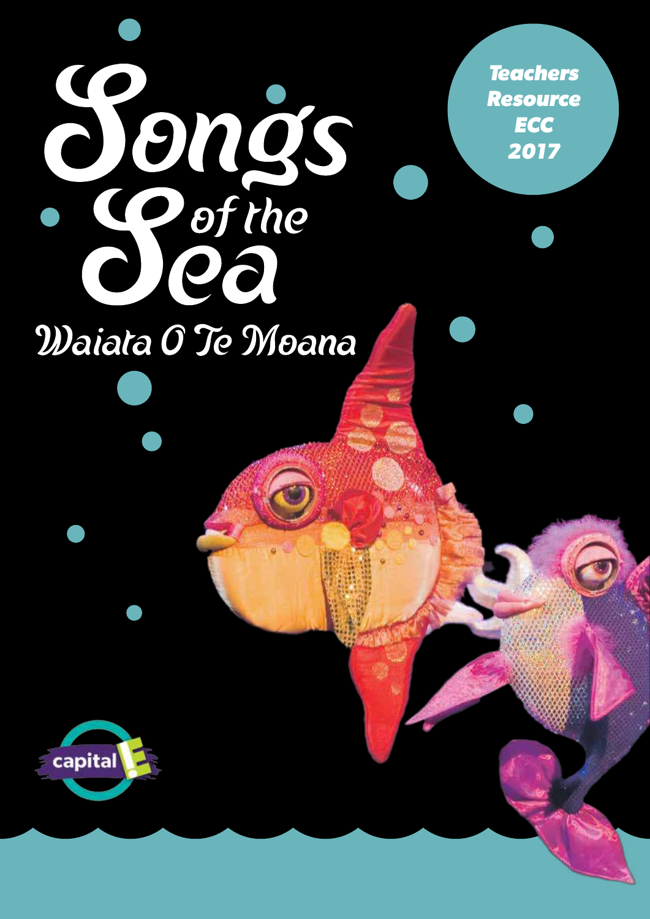# Songs of the Sea

## Waiata O Te Moana

***Teachers Resource ECC 2017***

capital E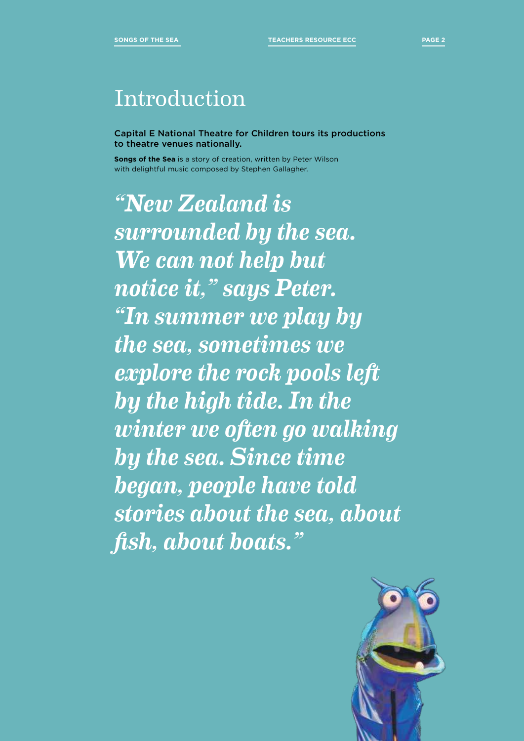# Introduction

**Capital E National Theatre for Children tours its productions to theatre venues nationally.**

**Songs of the Sea** is a story of creation, written by Peter Wilson with delightful music composed by Stephen Gallagher.

***"New Zealand is surrounded by the sea. We can not help but notice it," says Peter. "In summer we play by the sea, sometimes we explore the rock pools left by the high tide. In the winter we often go walking by the sea. Since time began, people have told stories about the sea, about fish, about boats."***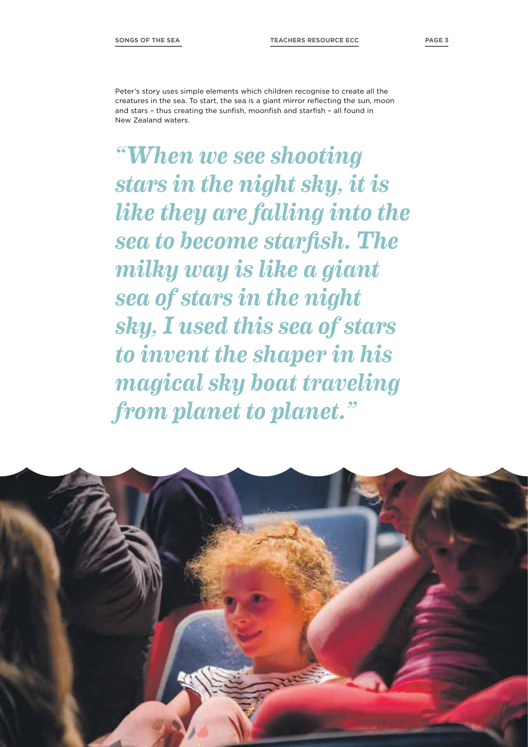Peter's story uses simple elements which children recognise to create all the creatures in the sea. To start, the sea is a giant mirror reflecting the sun, moon and stars – thus creating the sunfish, moonfish and starfish – all found in New Zealand waters.

> ***"When we see shooting stars in the night sky, it is like they are falling into the sea to become starfish. The milky way is like a giant sea of stars in the night sky, I used this sea of stars to invent the shaper in his magical sky boat traveling from planet to planet."***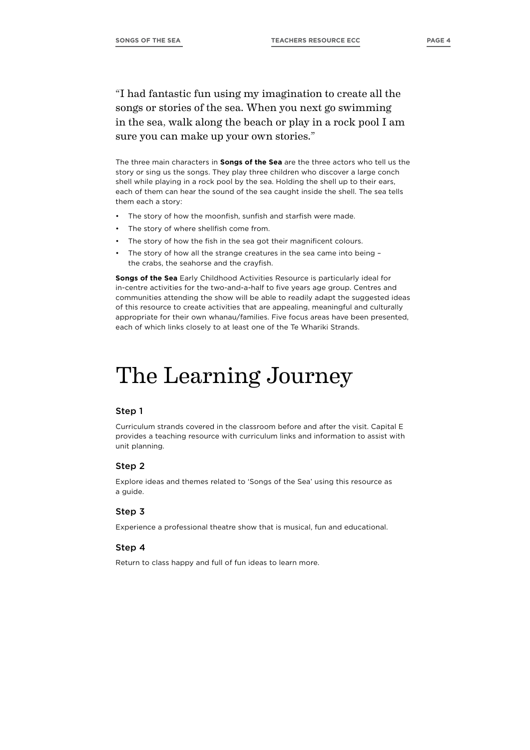“I had fantastic fun using my imagination to create all the songs or stories of the sea. When you next go swimming in the sea, walk along the beach or play in a rock pool I am sure you can make up your own stories.”

The three main characters in **Songs of the Sea** are the three actors who tell us the story or sing us the songs. They play three children who discover a large conch shell while playing in a rock pool by the sea. Holding the shell up to their ears, each of them can hear the sound of the sea caught inside the shell. The sea tells them each a story:

- The story of how the moonfish, sunfish and starfish were made.
- The story of where shellfish come from.
- The story of how the fish in the sea got their magnificent colours.
- The story of how all the strange creatures in the sea came into being – the crabs, the seahorse and the crayfish.

**Songs of the Sea** Early Childhood Activities Resource is particularly ideal for in-centre activities for the two-and-a-half to five years age group. Centres and communities attending the show will be able to readily adapt the suggested ideas of this resource to create activities that are appealing, meaningful and culturally appropriate for their own whanau/families. Five focus areas have been presented, each of which links closely to at least one of the Te Whariki Strands.

# The Learning Journey

### Step 1

Curriculum strands covered in the classroom before and after the visit. Capital E provides a teaching resource with curriculum links and information to assist with unit planning.

### Step 2

Explore ideas and themes related to ‘Songs of the Sea’ using this resource as a guide.

### Step 3

Experience a professional theatre show that is musical, fun and educational.

### Step 4

Return to class happy and full of fun ideas to learn more.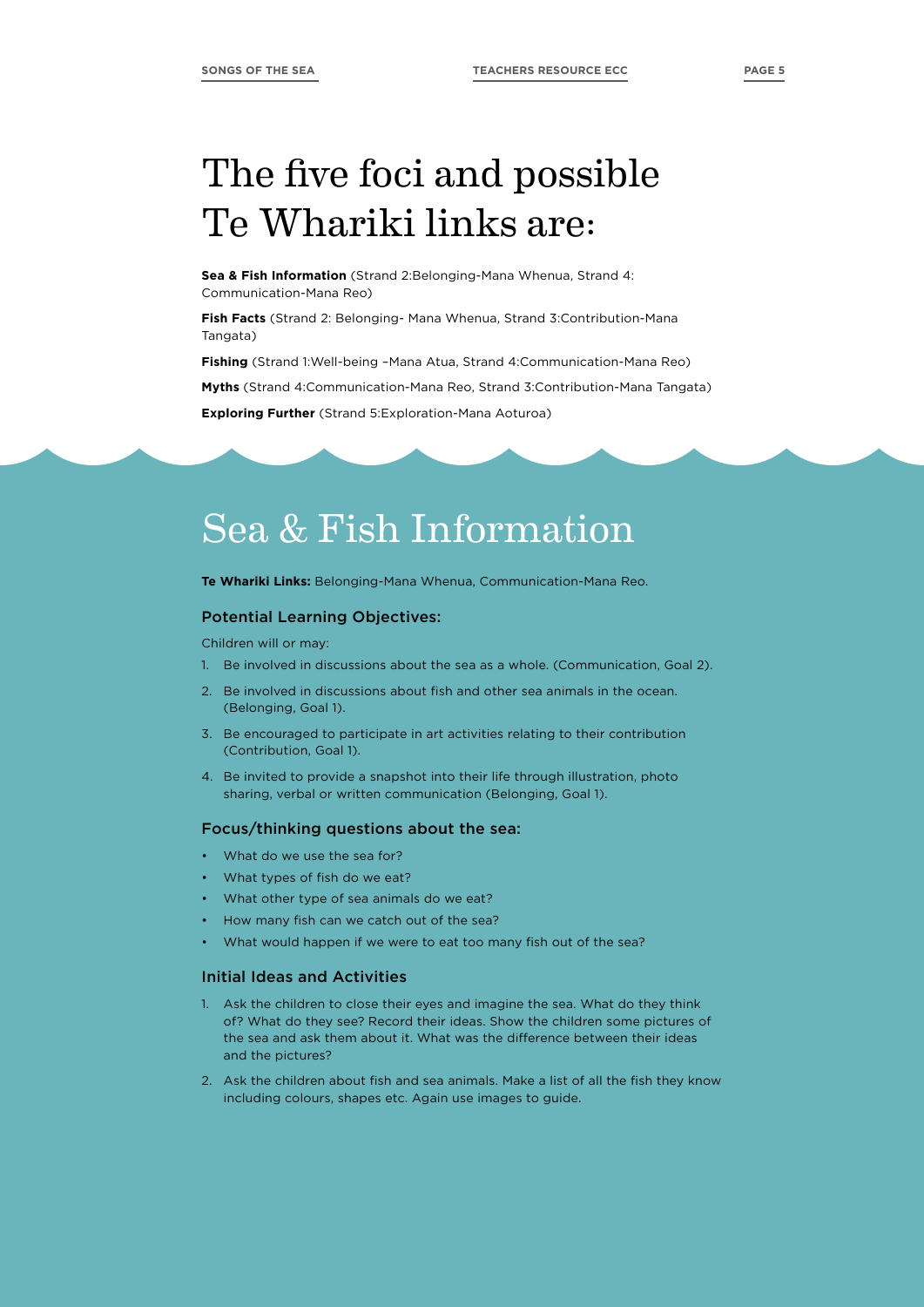# The five foci and possible Te Whariki links are:

**Sea & Fish Information** (Strand 2:Belonging-Mana Whenua, Strand 4: Communication-Mana Reo)

**Fish Facts** (Strand 2: Belonging- Mana Whenua, Strand 3:Contribution-Mana Tangata)

**Fishing** (Strand 1:Well-being –Mana Atua, Strand 4:Communication-Mana Reo)

**Myths** (Strand 4:Communication-Mana Reo, Strand 3:Contribution-Mana Tangata)

**Exploring Further** (Strand 5:Exploration-Mana Aoturoa)

# Sea & Fish Information

**Te Whariki Links:** Belonging-Mana Whenua, Communication-Mana Reo.

### Potential Learning Objectives:

Children will or may:

1. Be involved in discussions about the sea as a whole. (Communication, Goal 2).
2. Be involved in discussions about fish and other sea animals in the ocean. (Belonging, Goal 1).
3. Be encouraged to participate in art activities relating to their contribution (Contribution, Goal 1).
4. Be invited to provide a snapshot into their life through illustration, photo sharing, verbal or written communication (Belonging, Goal 1).

### Focus/thinking questions about the sea:

- What do we use the sea for?
- What types of fish do we eat?
- What other type of sea animals do we eat?
- How many fish can we catch out of the sea?
- What would happen if we were to eat too many fish out of the sea?

### Initial Ideas and Activities

1. Ask the children to close their eyes and imagine the sea. What do they think of? What do they see? Record their ideas. Show the children some pictures of the sea and ask them about it. What was the difference between their ideas and the pictures?
2. Ask the children about fish and sea animals. Make a list of all the fish they know including colours, shapes etc. Again use images to guide.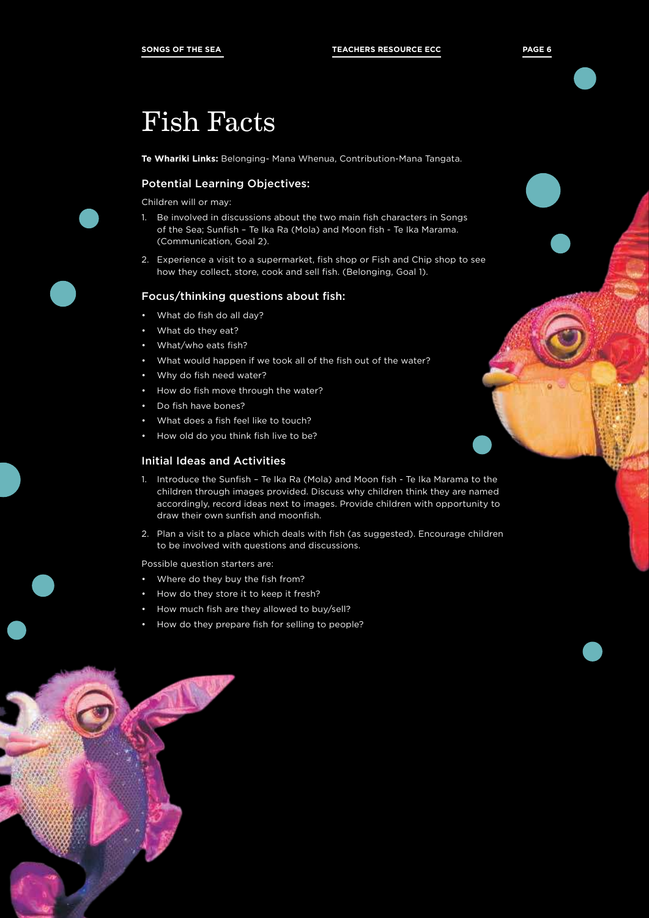# Fish Facts

**Te Whariki Links:** Belonging- Mana Whenua, Contribution-Mana Tangata.

## Potential Learning Objectives:

Children will or may:

1. Be involved in discussions about the two main fish characters in Songs of the Sea; Sunfish – Te Ika Ra (Mola) and Moon fish - Te Ika Marama. (Communication, Goal 2).
2. Experience a visit to a supermarket, fish shop or Fish and Chip shop to see how they collect, store, cook and sell fish. (Belonging, Goal 1).

## Focus/thinking questions about fish:

- What do fish do all day?
- What do they eat?
- What/who eats fish?
- What would happen if we took all of the fish out of the water?
- Why do fish need water?
- How do fish move through the water?
- Do fish have bones?
- What does a fish feel like to touch?
- How old do you think fish live to be?

## Initial Ideas and Activities

1. Introduce the Sunfish – Te Ika Ra (Mola) and Moon fish - Te Ika Marama to the children through images provided. Discuss why children think they are named accordingly, record ideas next to images. Provide children with opportunity to draw their own sunfish and moonfish.
2. Plan a visit to a place which deals with fish (as suggested). Encourage children to be involved with questions and discussions.

Possible question starters are:

- Where do they buy the fish from?
- How do they store it to keep it fresh?
- How much fish are they allowed to buy/sell?
- How do they prepare fish for selling to people?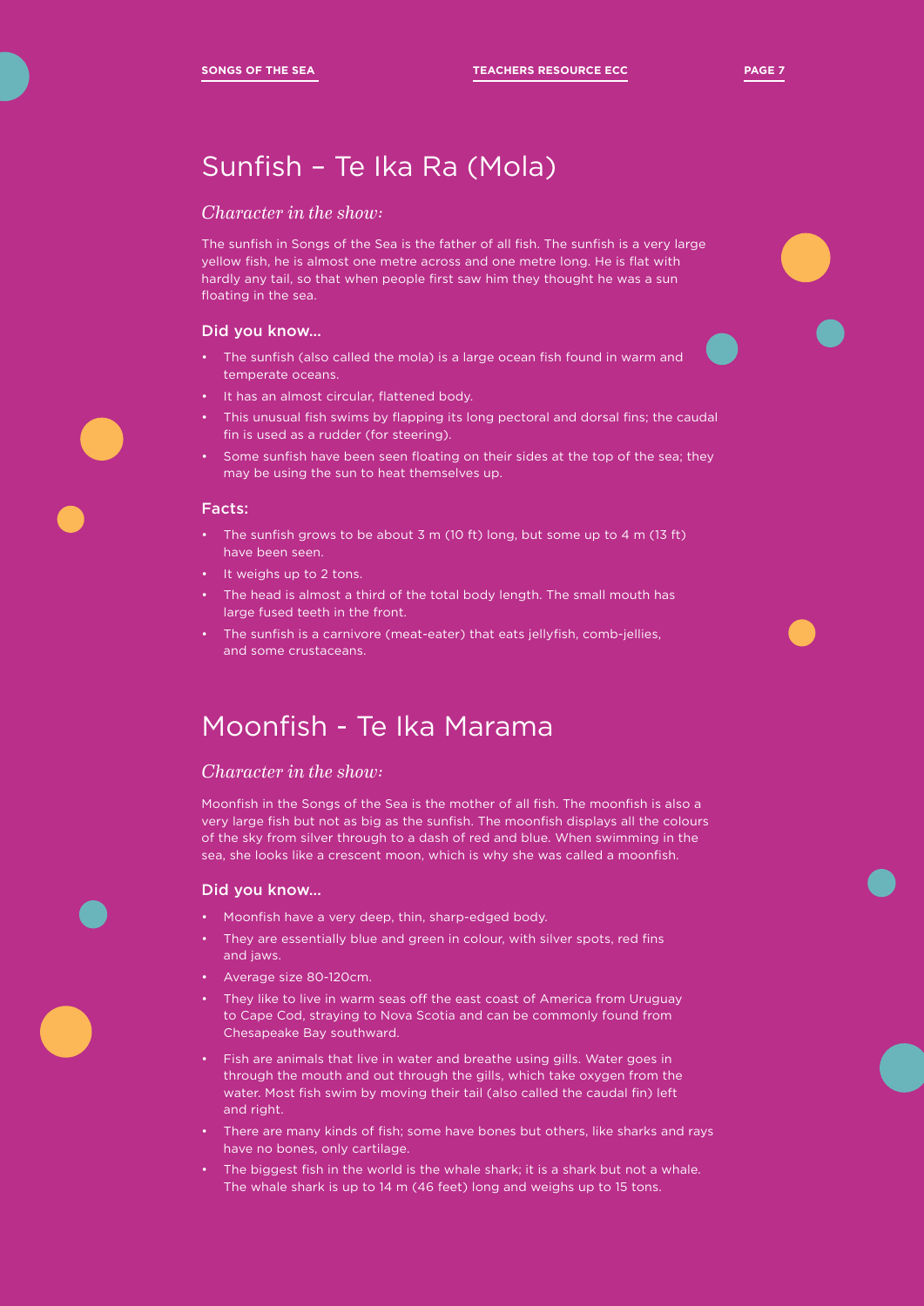# Sunfish – Te Ika Ra (Mola)

## *Character in the show:*

The sunfish in Songs of the Sea is the father of all fish. The sunfish is a very large yellow fish, he is almost one metre across and one metre long. He is flat with hardly any tail, so that when people first saw him they thought he was a sun floating in the sea.

### Did you know...

- The sunfish (also called the mola) is a large ocean fish found in warm and temperate oceans.
- It has an almost circular, flattened body.
- This unusual fish swims by flapping its long pectoral and dorsal fins; the caudal fin is used as a rudder (for steering).
- Some sunfish have been seen floating on their sides at the top of the sea; they may be using the sun to heat themselves up.

### Facts:

- The sunfish grows to be about 3 m (10 ft) long, but some up to 4 m (13 ft) have been seen.
- It weighs up to 2 tons.
- The head is almost a third of the total body length. The small mouth has large fused teeth in the front.
- The sunfish is a carnivore (meat-eater) that eats jellyfish, comb-jellies, and some crustaceans.

# Moonfish - Te Ika Marama

## *Character in the show:*

Moonfish in the Songs of the Sea is the mother of all fish. The moonfish is also a very large fish but not as big as the sunfish. The moonfish displays all the colours of the sky from silver through to a dash of red and blue. When swimming in the sea, she looks like a crescent moon, which is why she was called a moonfish.

### Did you know...

- Moonfish have a very deep, thin, sharp-edged body.
- They are essentially blue and green in colour, with silver spots, red fins and jaws.
- Average size 80-120cm.
- They like to live in warm seas off the east coast of America from Uruguay to Cape Cod, straying to Nova Scotia and can be commonly found from Chesapeake Bay southward.
- Fish are animals that live in water and breathe using gills. Water goes in through the mouth and out through the gills, which take oxygen from the water. Most fish swim by moving their tail (also called the caudal fin) left and right.
- There are many kinds of fish; some have bones but others, like sharks and rays have no bones, only cartilage.
- The biggest fish in the world is the whale shark; it is a shark but not a whale. The whale shark is up to 14 m (46 feet) long and weighs up to 15 tons.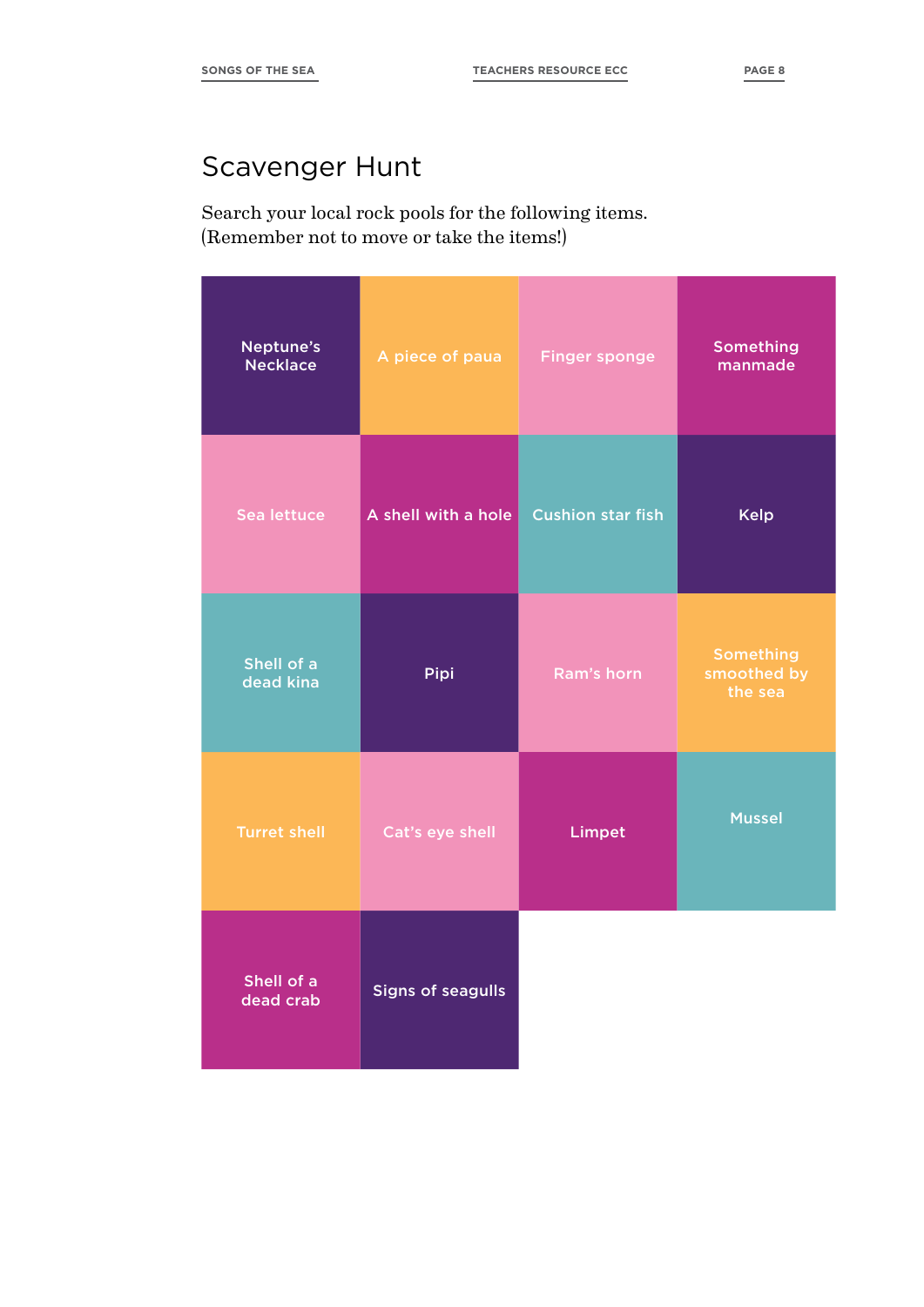# Scavenger Hunt

Search your local rock pools for the following items.
(Remember not to move or take the items!)

| | | | |
|---|---|---|---|
| Neptune's Necklace | A piece of paua | Finger sponge | Something manmade |
| Sea lettuce | A shell with a hole | Cushion star fish | Kelp |
| Shell of a dead kina | Pipi | Ram's horn | Something smoothed by the sea |
| Turret shell | Cat's eye shell | Limpet | Mussel |
| Shell of a dead crab | Signs of seagulls | | |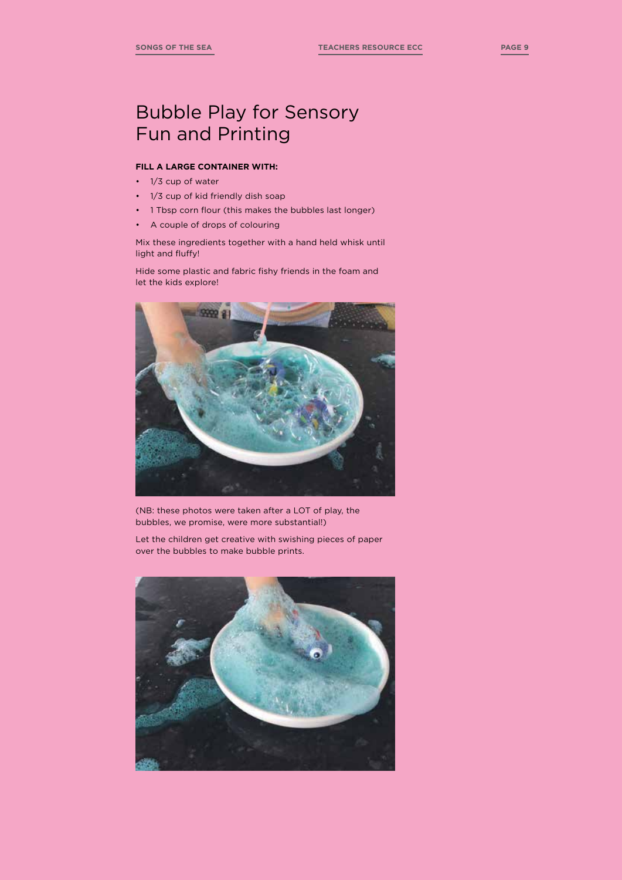# Bubble Play for Sensory Fun and Printing

**FILL A LARGE CONTAINER WITH:**

- 1/3 cup of water
- 1/3 cup of kid friendly dish soap
- 1 Tbsp corn flour (this makes the bubbles last longer)
- A couple of drops of colouring

Mix these ingredients together with a hand held whisk until light and fluffy!

Hide some plastic and fabric fishy friends in the foam and let the kids explore!

(NB: these photos were taken after a LOT of play, the bubbles, we promise, were more substantial!)

Let the children get creative with swishing pieces of paper over the bubbles to make bubble prints.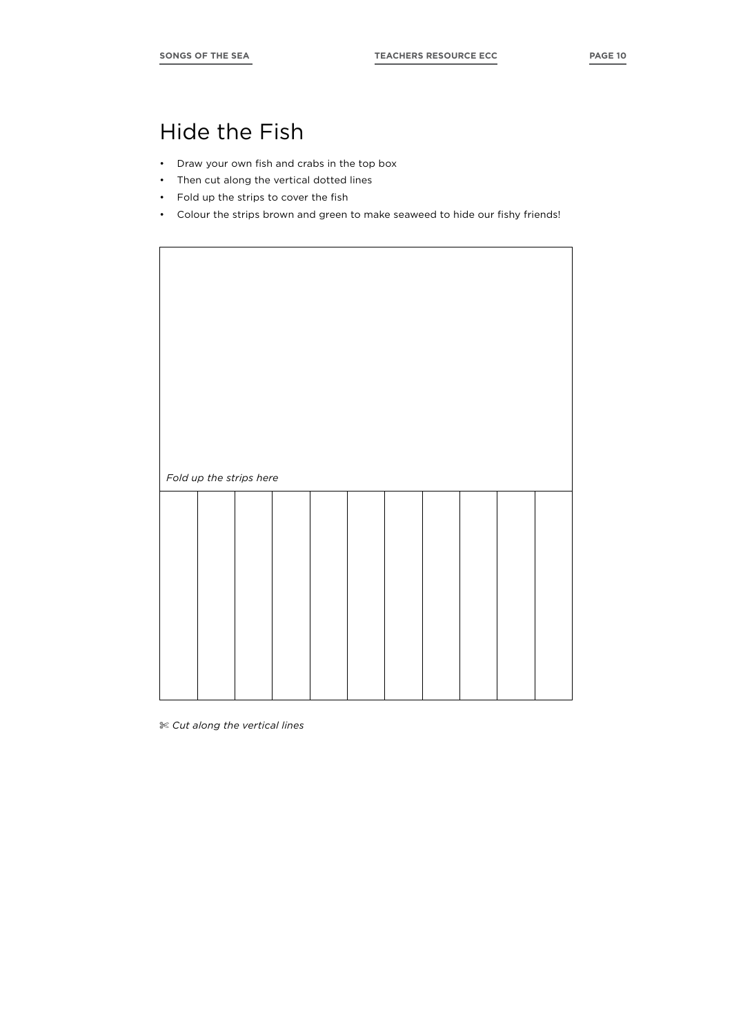# Hide the Fish

- Draw your own fish and crabs in the top box
- Then cut along the vertical dotted lines
- Fold up the strips to cover the fish
- Colour the strips brown and green to make seaweed to hide our fishy friends!

*Fold up the strips here*

✄ *Cut along the vertical lines*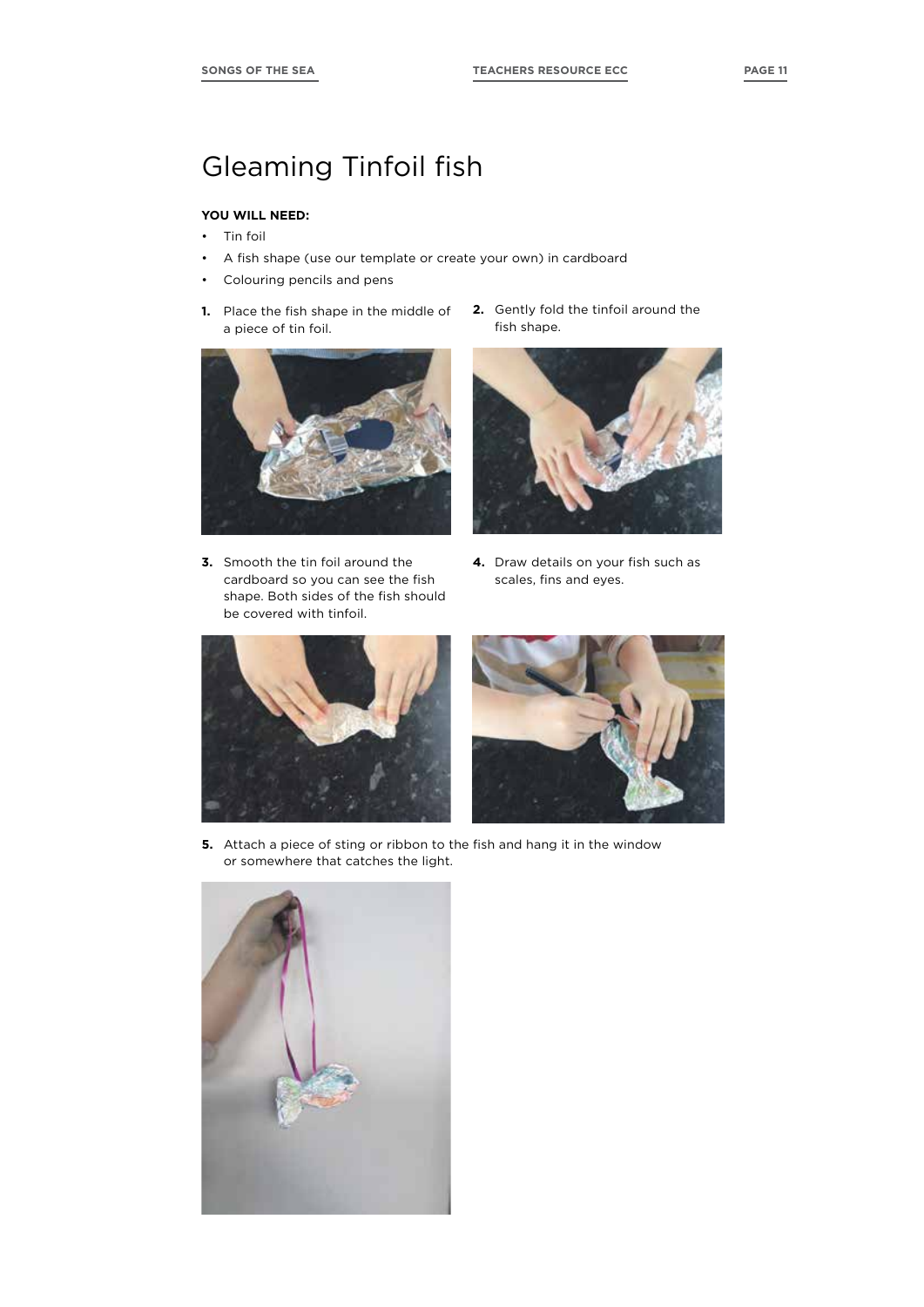# Gleaming Tinfoil fish

**YOU WILL NEED:**

- Tin foil
- A fish shape (use our template or create your own) in cardboard
- Colouring pencils and pens

1. Place the fish shape in the middle of a piece of tin foil.
2. Gently fold the tinfoil around the fish shape.
3. Smooth the tin foil around the cardboard so you can see the fish shape. Both sides of the fish should be covered with tinfoil.
4. Draw details on your fish such as scales, fins and eyes.
5. Attach a piece of sting or ribbon to the fish and hang it in the window or somewhere that catches the light.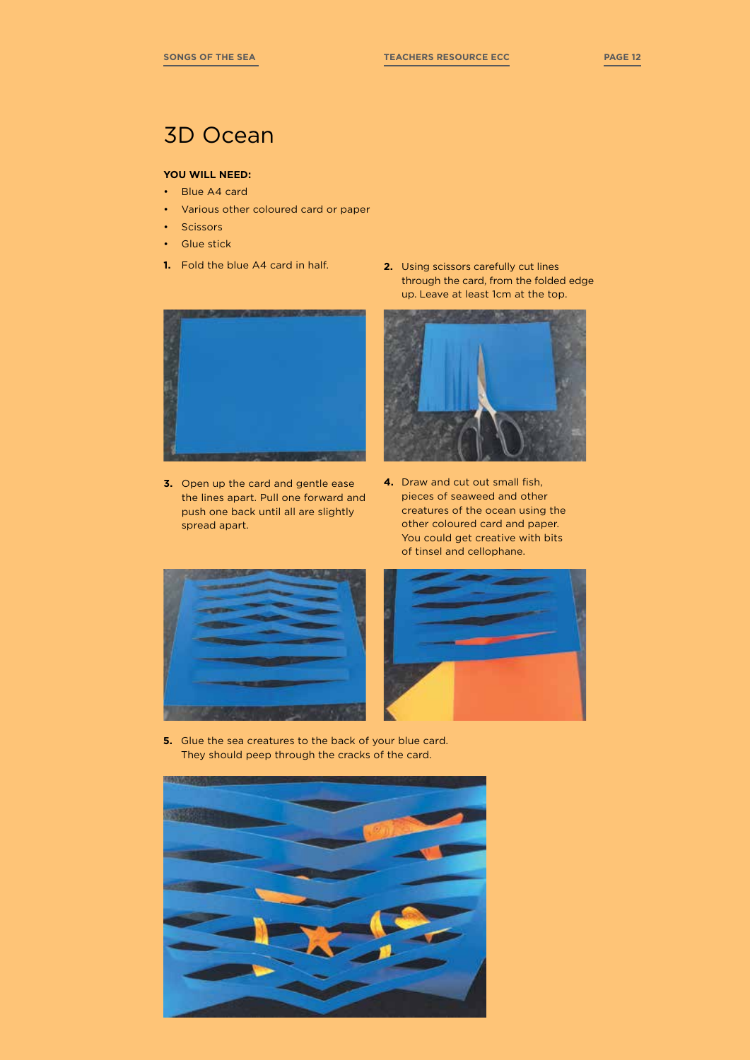# 3D Ocean

**YOU WILL NEED:**

- Blue A4 card
- Various other coloured card or paper
- Scissors
- Glue stick

1. Fold the blue A4 card in half.
2. Using scissors carefully cut lines through the card, from the folded edge up. Leave at least 1cm at the top.
3. Open up the card and gentle ease the lines apart. Pull one forward and push one back until all are slightly spread apart.
4. Draw and cut out small fish, pieces of seaweed and other creatures of the ocean using the other coloured card and paper. You could get creative with bits of tinsel and cellophane.
5. Glue the sea creatures to the back of your blue card. They should peep through the cracks of the card.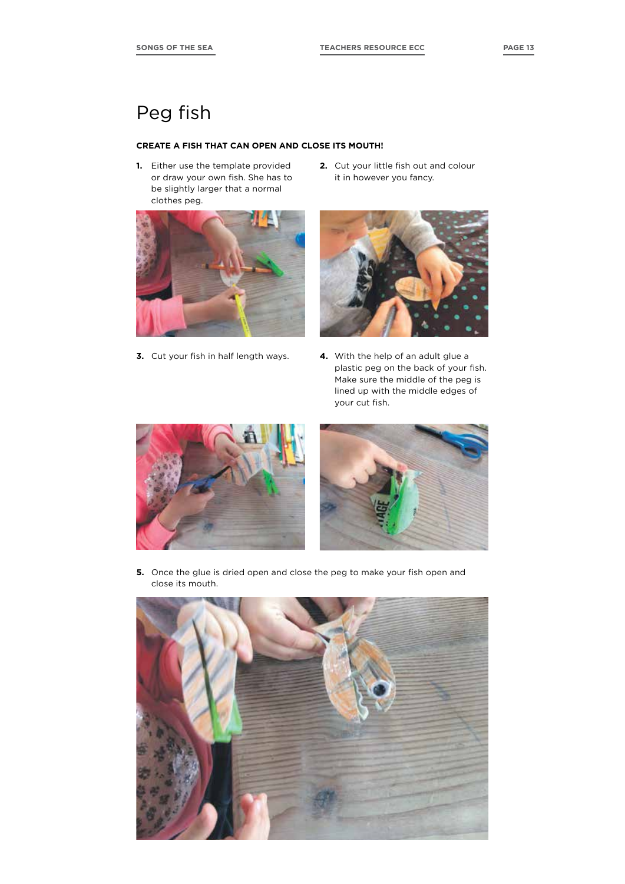# Peg fish

**CREATE A FISH THAT CAN OPEN AND CLOSE ITS MOUTH!**

1. Either use the template provided or draw your own fish. She has to be slightly larger that a normal clothes peg.
2. Cut your little fish out and colour it in however you fancy.
3. Cut your fish in half length ways.
4. With the help of an adult glue a plastic peg on the back of your fish. Make sure the middle of the peg is lined up with the middle edges of your cut fish.
5. Once the glue is dried open and close the peg to make your fish open and close its mouth.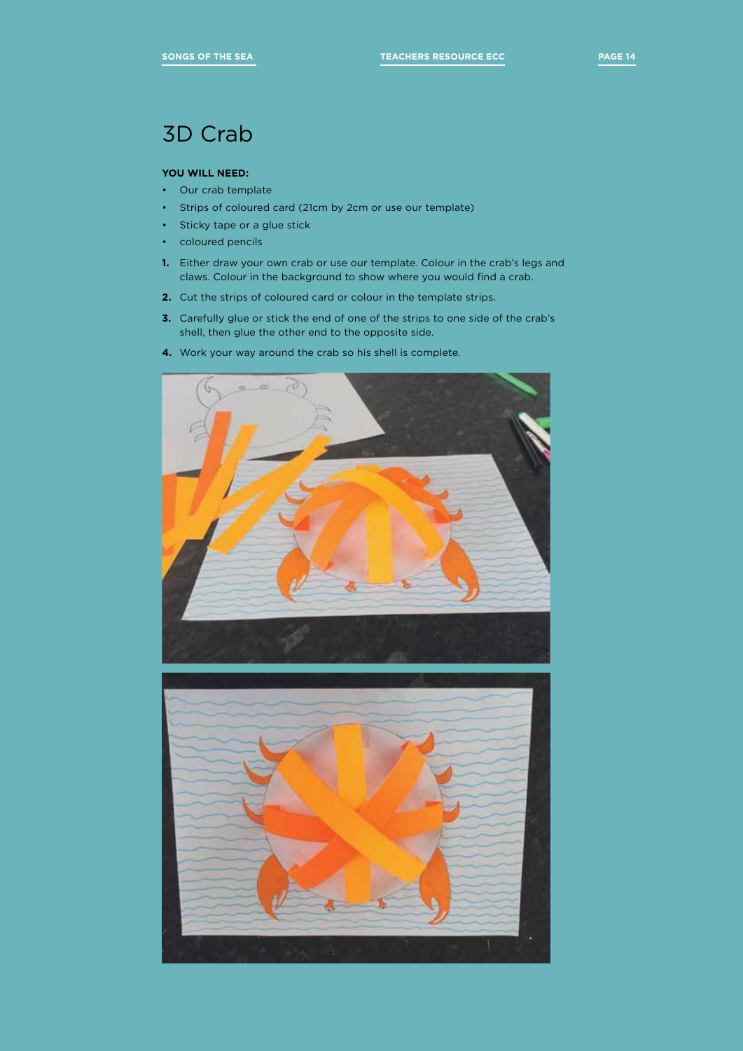# 3D Crab

**YOU WILL NEED:**

- Our crab template
- Strips of coloured card (21cm by 2cm or use our template)
- Sticky tape or a glue stick
- coloured pencils

1. Either draw your own crab or use our template. Colour in the crab's legs and claws. Colour in the background to show where you would find a crab.
2. Cut the strips of coloured card or colour in the template strips.
3. Carefully glue or stick the end of one of the strips to one side of the crab's shell, then glue the other end to the opposite side.
4. Work your way around the crab so his shell is complete.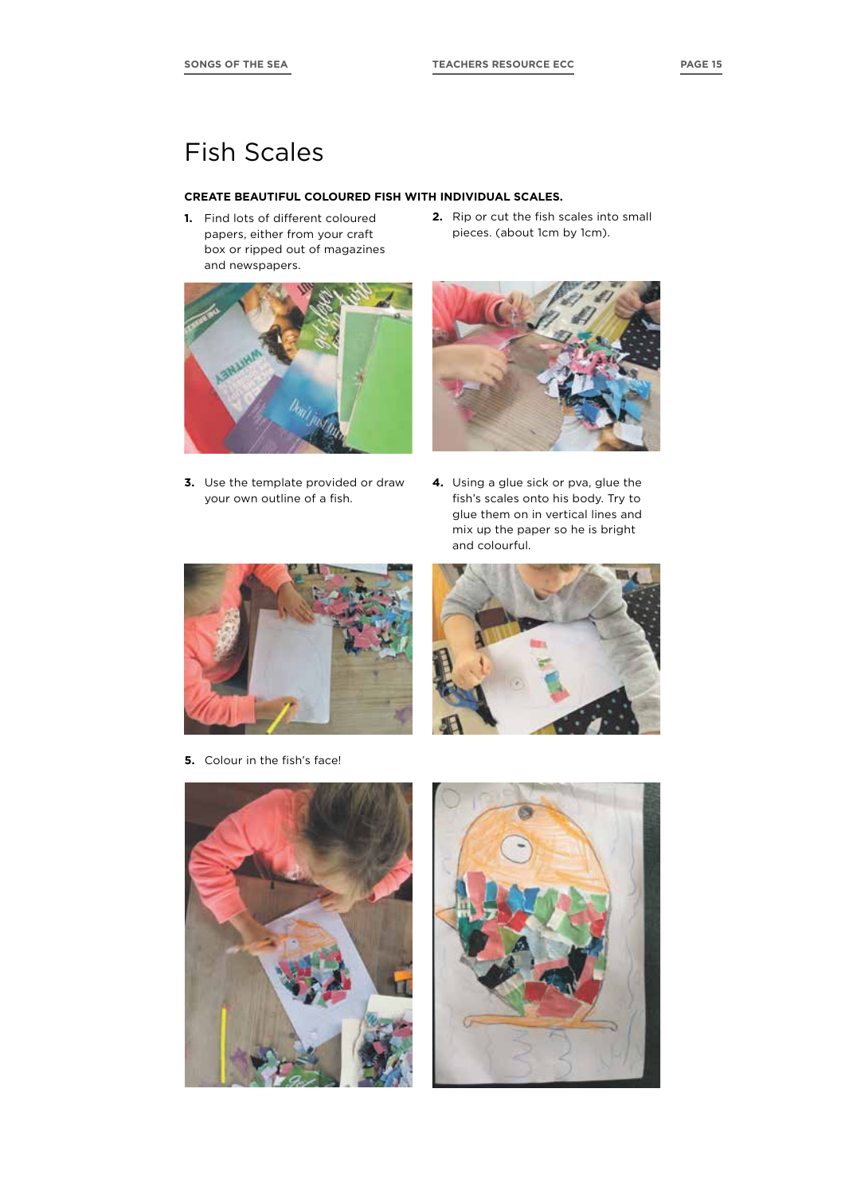# Fish Scales

**CREATE BEAUTIFUL COLOURED FISH WITH INDIVIDUAL SCALES.**

1. Find lots of different coloured papers, either from your craft box or ripped out of magazines and newspapers.
2. Rip or cut the fish scales into small pieces. (about 1cm by 1cm).
3. Use the template provided or draw your own outline of a fish.
4. Using a glue sick or pva, glue the fish's scales onto his body. Try to glue them on in vertical lines and mix up the paper so he is bright and colourful.
5. Colour in the fish's face!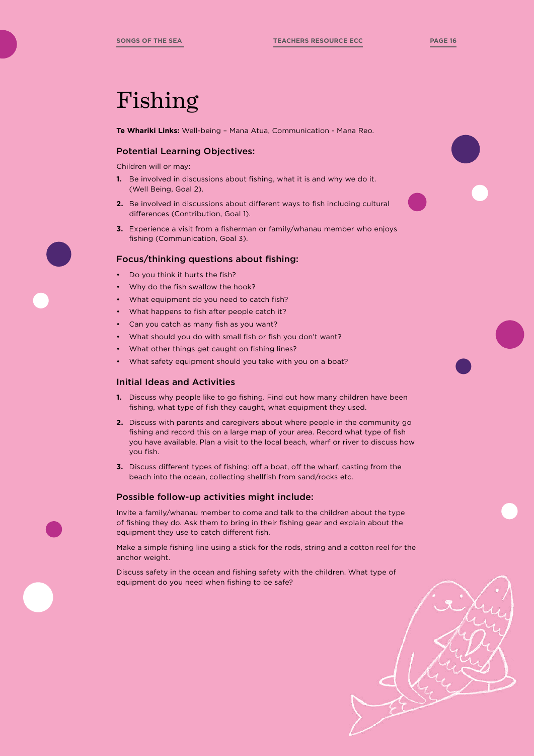# Fishing

**Te Whariki Links:** Well-being – Mana Atua, Communication - Mana Reo.

## Potential Learning Objectives:

Children will or may:

1. Be involved in discussions about fishing, what it is and why we do it. (Well Being, Goal 2).
2. Be involved in discussions about different ways to fish including cultural differences (Contribution, Goal 1).
3. Experience a visit from a fisherman or family/whanau member who enjoys fishing (Communication, Goal 3).

## Focus/thinking questions about fishing:

- Do you think it hurts the fish?
- Why do the fish swallow the hook?
- What equipment do you need to catch fish?
- What happens to fish after people catch it?
- Can you catch as many fish as you want?
- What should you do with small fish or fish you don't want?
- What other things get caught on fishing lines?
- What safety equipment should you take with you on a boat?

## Initial Ideas and Activities

1. Discuss why people like to go fishing. Find out how many children have been fishing, what type of fish they caught, what equipment they used.
2. Discuss with parents and caregivers about where people in the community go fishing and record this on a large map of your area. Record what type of fish you have available. Plan a visit to the local beach, wharf or river to discuss how you fish.
3. Discuss different types of fishing: off a boat, off the wharf, casting from the beach into the ocean, collecting shellfish from sand/rocks etc.

## Possible follow-up activities might include:

Invite a family/whanau member to come and talk to the children about the type of fishing they do. Ask them to bring in their fishing gear and explain about the equipment they use to catch different fish.

Make a simple fishing line using a stick for the rods, string and a cotton reel for the anchor weight.

Discuss safety in the ocean and fishing safety with the children. What type of equipment do you need when fishing to be safe?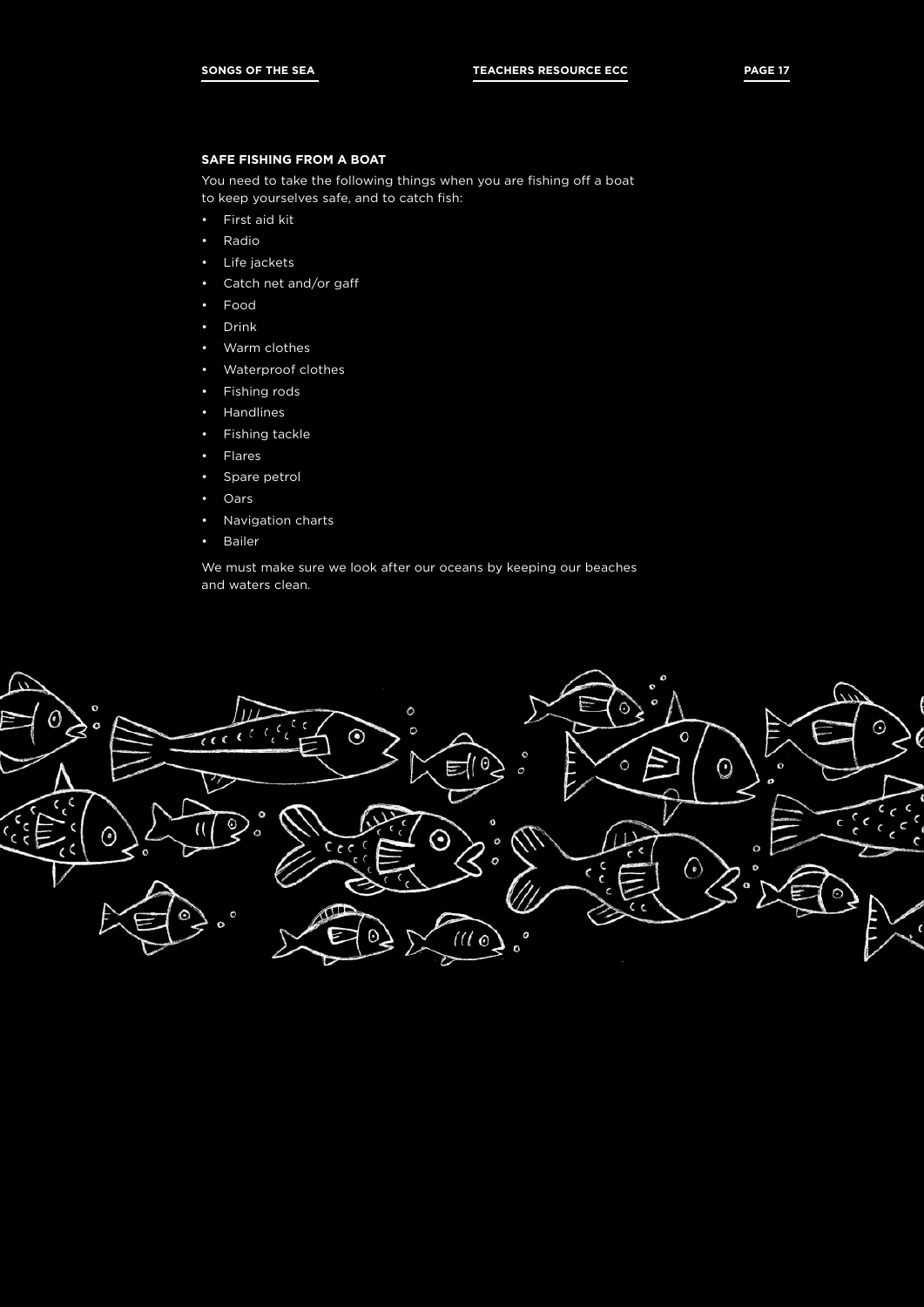## SAFE FISHING FROM A BOAT

You need to take the following things when you are fishing off a boat to keep yourselves safe, and to catch fish:

- First aid kit
- Radio
- Life jackets
- Catch net and/or gaff
- Food
- Drink
- Warm clothes
- Waterproof clothes
- Fishing rods
- Handlines
- Fishing tackle
- Flares
- Spare petrol
- Oars
- Navigation charts
- Bailer

We must make sure we look after our oceans by keeping our beaches and waters clean.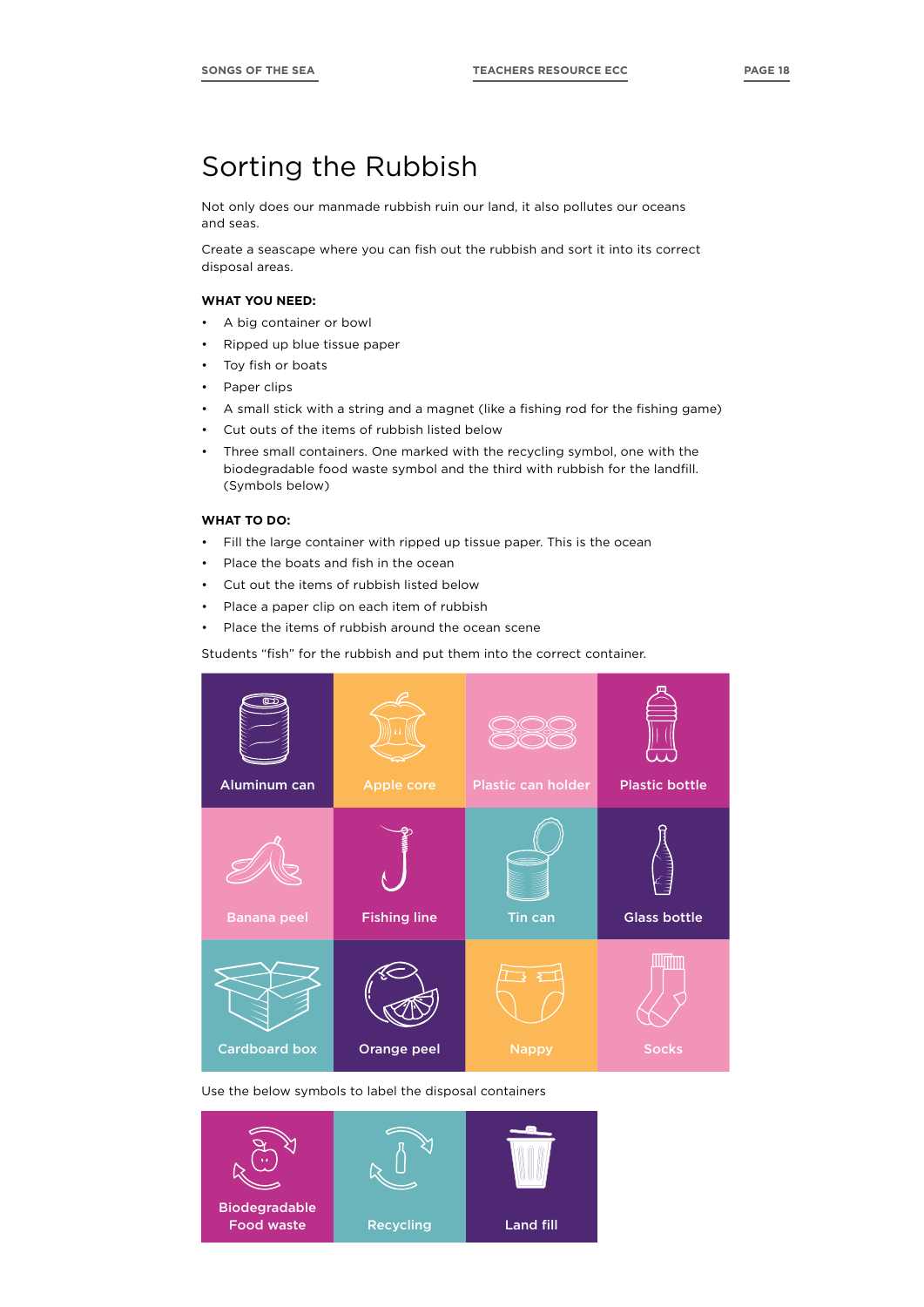# Sorting the Rubbish

Not only does our manmade rubbish ruin our land, it also pollutes our oceans and seas.

Create a seascape where you can fish out the rubbish and sort it into its correct disposal areas.

**WHAT YOU NEED:**

- A big container or bowl
- Ripped up blue tissue paper
- Toy fish or boats
- Paper clips
- A small stick with a string and a magnet (like a fishing rod for the fishing game)
- Cut outs of the items of rubbish listed below
- Three small containers. One marked with the recycling symbol, one with the biodegradable food waste symbol and the third with rubbish for the landfill. (Symbols below)

**WHAT TO DO:**

- Fill the large container with ripped up tissue paper. This is the ocean
- Place the boats and fish in the ocean
- Cut out the items of rubbish listed below
- Place a paper clip on each item of rubbish
- Place the items of rubbish around the ocean scene

Students "fish" for the rubbish and put them into the correct container.

| | | | |
|---|---|---|---|
| Aluminum can | Apple core | Plastic can holder | Plastic bottle |
| Banana peel | Fishing line | Tin can | Glass bottle |
| Cardboard box | Orange peel | Nappy | Socks |

Use the below symbols to label the disposal containers

| | | |
|---|---|---|
| Biodegradable Food waste | Recycling | Land fill |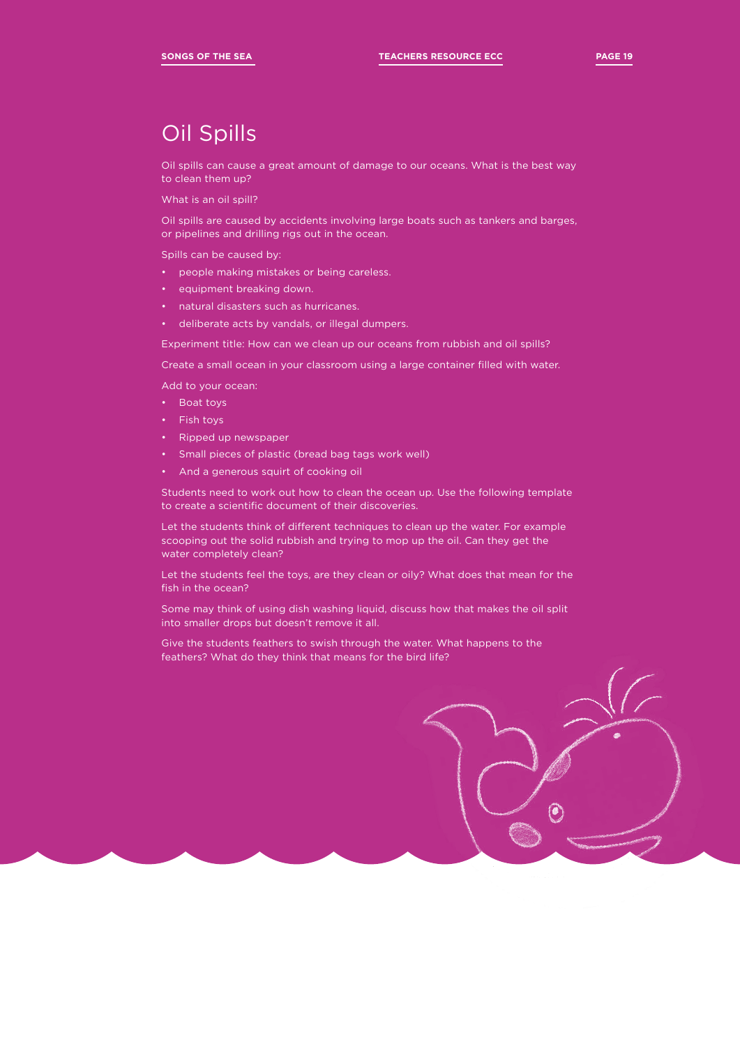# Oil Spills

Oil spills can cause a great amount of damage to our oceans. What is the best way to clean them up?

What is an oil spill?

Oil spills are caused by accidents involving large boats such as tankers and barges, or pipelines and drilling rigs out in the ocean.

Spills can be caused by:

- people making mistakes or being careless.
- equipment breaking down.
- natural disasters such as hurricanes.
- deliberate acts by vandals, or illegal dumpers.

Experiment title: How can we clean up our oceans from rubbish and oil spills?

Create a small ocean in your classroom using a large container filled with water.

Add to your ocean:

- Boat toys
- Fish toys
- Ripped up newspaper
- Small pieces of plastic (bread bag tags work well)
- And a generous squirt of cooking oil

Students need to work out how to clean the ocean up. Use the following template to create a scientific document of their discoveries.

Let the students think of different techniques to clean up the water. For example scooping out the solid rubbish and trying to mop up the oil. Can they get the water completely clean?

Let the students feel the toys, are they clean or oily? What does that mean for the fish in the ocean?

Some may think of using dish washing liquid, discuss how that makes the oil split into smaller drops but doesn't remove it all.

Give the students feathers to swish through the water. What happens to the feathers? What do they think that means for the bird life?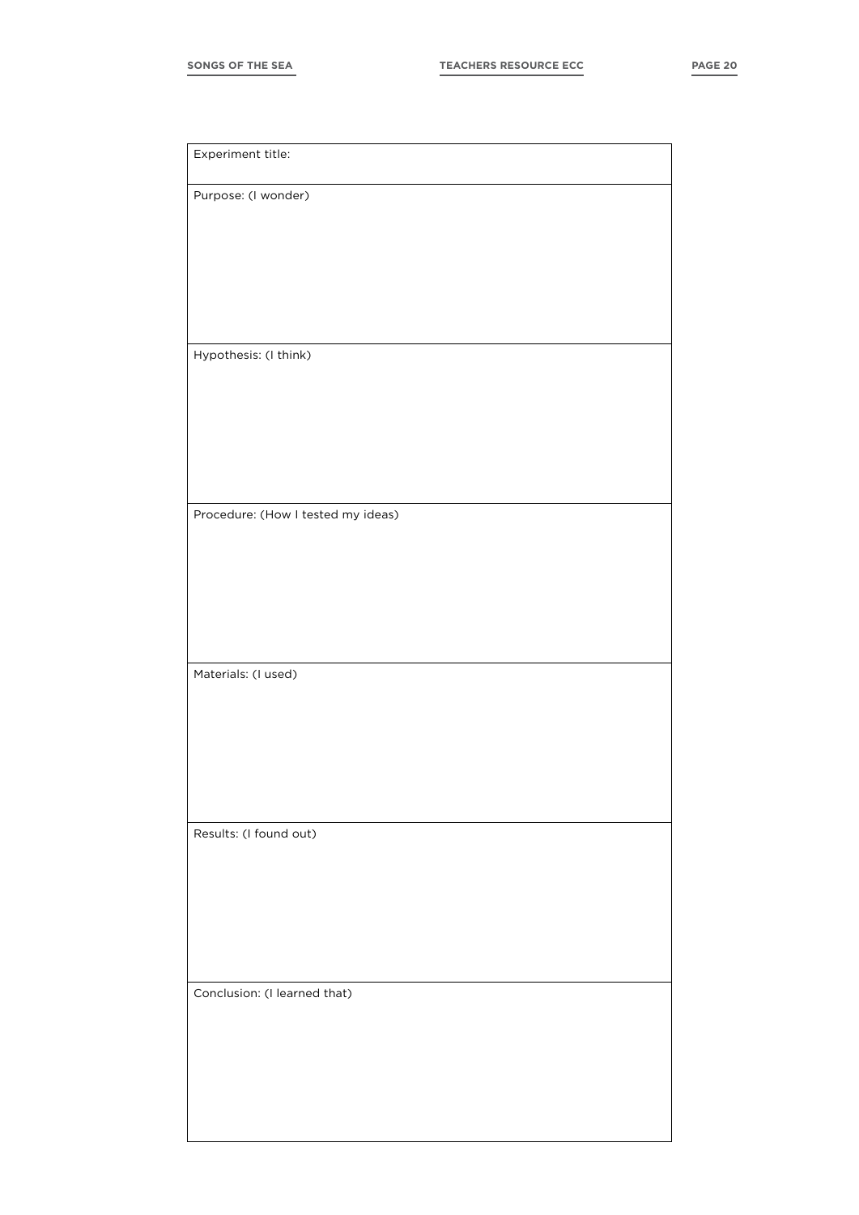| Experiment title: |
| --- |
| Purpose: (I wonder)<br><br><br><br><br> |
| Hypothesis: (I think)<br><br><br><br><br> |
| Procedure: (How I tested my ideas)<br><br><br><br><br> |
| Materials: (I used)<br><br><br><br><br> |
| Results: (I found out)<br><br><br><br><br> |
| Conclusion: (I learned that)<br><br><br><br><br> |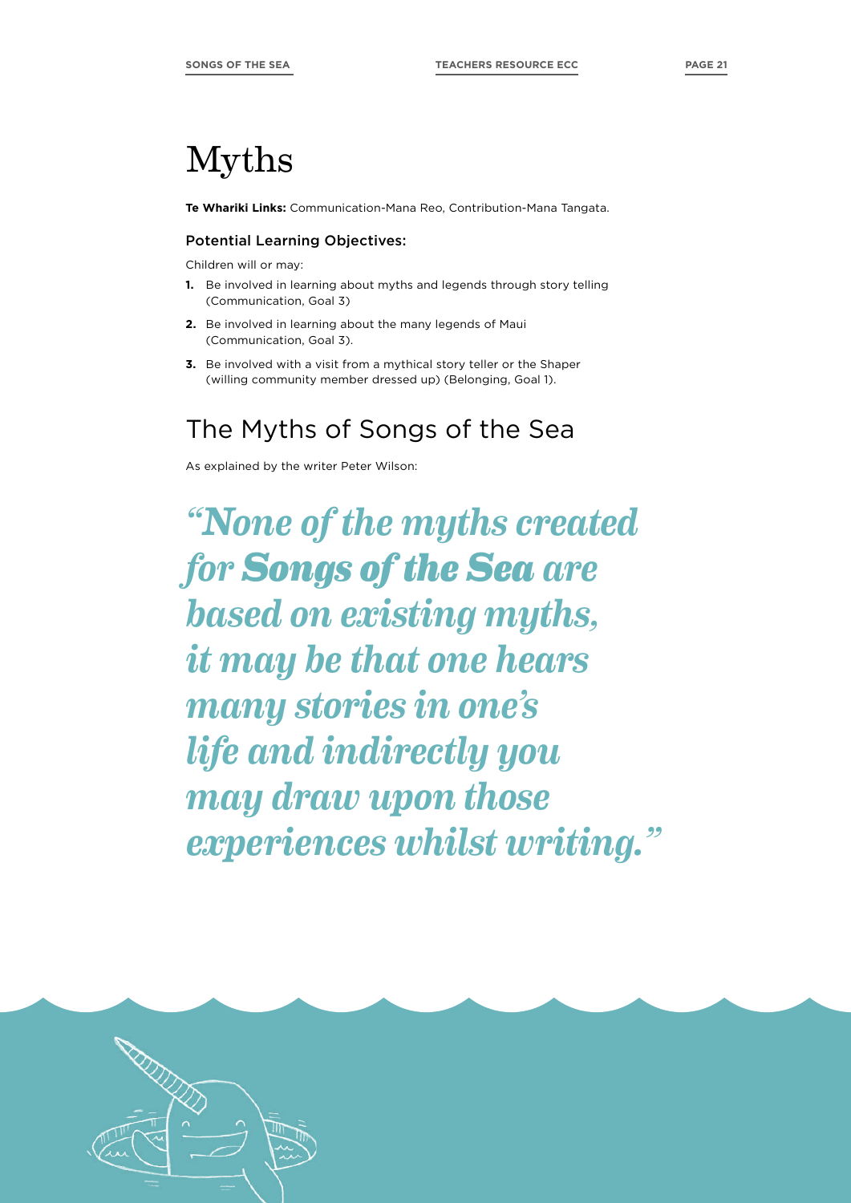# Myths

**Te Whariki Links:** Communication-Mana Reo, Contribution-Mana Tangata.

### Potential Learning Objectives:

Children will or may:

1. Be involved in learning about myths and legends through story telling (Communication, Goal 3)
2. Be involved in learning about the many legends of Maui (Communication, Goal 3).
3. Be involved with a visit from a mythical story teller or the Shaper (willing community member dressed up) (Belonging, Goal 1).

## The Myths of Songs of the Sea

As explained by the writer Peter Wilson:

*"None of the myths created for **Songs of the Sea** are based on existing myths, it may be that one hears many stories in one's life and indirectly you may draw upon those experiences whilst writing."*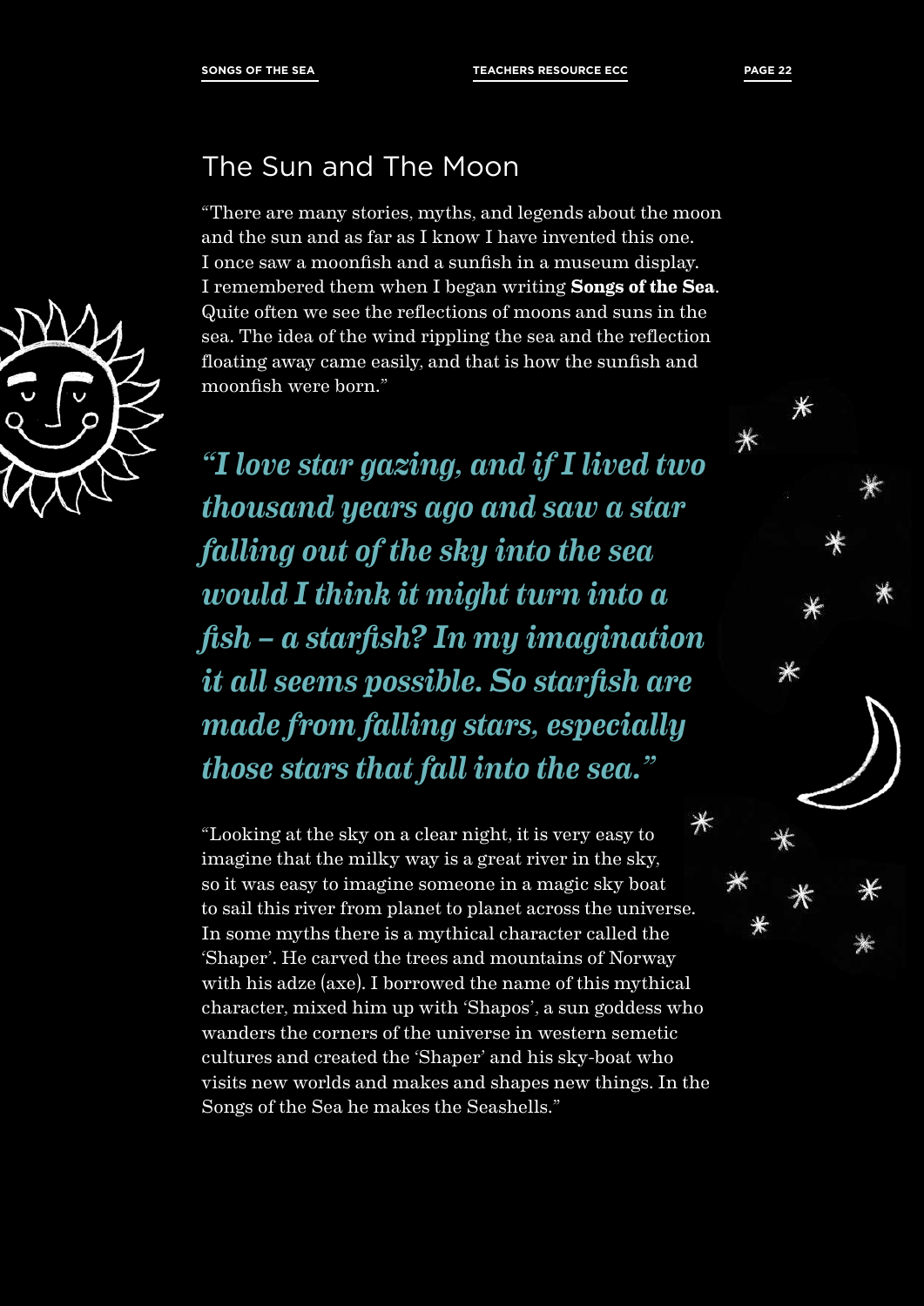## The Sun and The Moon

"There are many stories, myths, and legends about the moon and the sun and as far as I know I have invented this one. I once saw a moonfish and a sunfish in a museum display. I remembered them when I began writing **Songs of the Sea**. Quite often we see the reflections of moons and suns in the sea. The idea of the wind rippling the sea and the reflection floating away came easily, and that is how the sunfish and moonfish were born."

***"I love star gazing, and if I lived two thousand years ago and saw a star falling out of the sky into the sea would I think it might turn into a fish – a starfish? In my imagination it all seems possible. So starfish are made from falling stars, especially those stars that fall into the sea."***

"Looking at the sky on a clear night, it is very easy to imagine that the milky way is a great river in the sky, so it was easy to imagine someone in a magic sky boat to sail this river from planet to planet across the universe. In some myths there is a mythical character called the 'Shaper'. He carved the trees and mountains of Norway with his adze (axe). I borrowed the name of this mythical character, mixed him up with 'Shapos', a sun goddess who wanders the corners of the universe in western semetic cultures and created the 'Shaper' and his sky-boat who visits new worlds and makes and shapes new things. In the Songs of the Sea he makes the Seashells."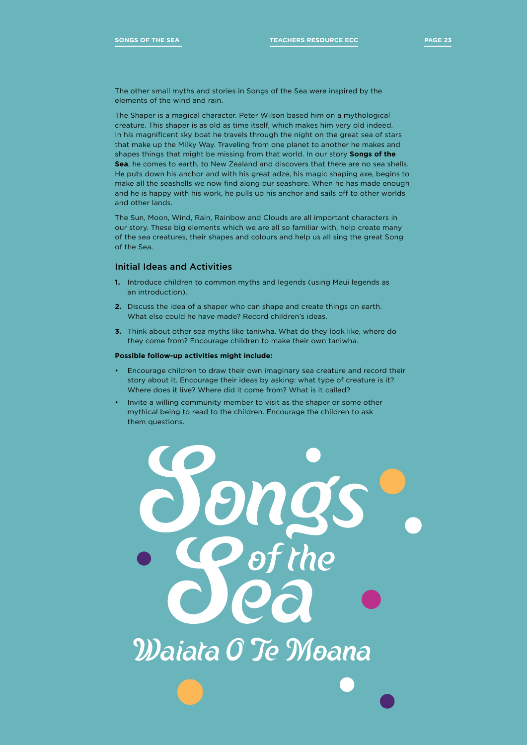The other small myths and stories in Songs of the Sea were inspired by the elements of the wind and rain.

The Shaper is a magical character. Peter Wilson based him on a mythological creature. This shaper is as old as time itself, which makes him very old indeed. In his magnificent sky boat he travels through the night on the great sea of stars that make up the Milky Way. Traveling from one planet to another he makes and shapes things that might be missing from that world. In our story **Songs of the Sea**, he comes to earth, to New Zealand and discovers that there are no sea shells. He puts down his anchor and with his great adze, his magic shaping axe, begins to make all the seashells we now find along our seashore. When he has made enough and he is happy with his work, he pulls up his anchor and sails off to other worlds and other lands.

The Sun, Moon, Wind, Rain, Rainbow and Clouds are all important characters in our story. These big elements which we are all so familiar with, help create many of the sea creatures, their shapes and colours and help us all sing the great Song of the Sea.

## Initial Ideas and Activities

1. Introduce children to common myths and legends (using Maui legends as an introduction).
2. Discuss the idea of a shaper who can shape and create things on earth. What else could he have made? Record children's ideas.
3. Think about other sea myths like taniwha. What do they look like, where do they come from? Encourage children to make their own taniwha.

**Possible follow-up activities might include:**

- Encourage children to draw their own imaginary sea creature and record their story about it. Encourage their ideas by asking: what type of creature is it? Where does it live? Where did it come from? What is it called?
- Invite a willing community member to visit as the shaper or some other mythical being to read to the children. Encourage the children to ask them questions.

Songs of the Sea

Waiata O Te Moana